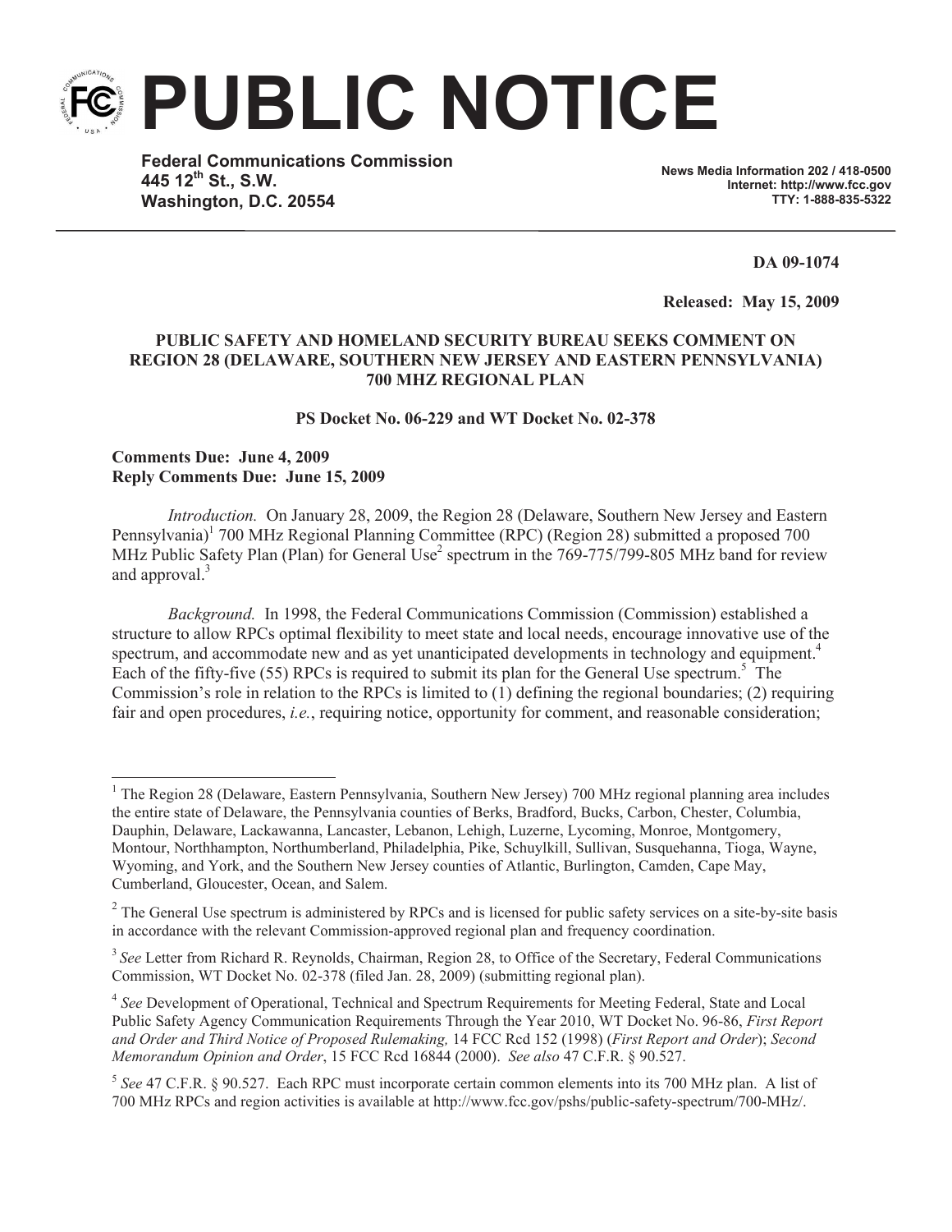# PUBLIC NOTICE

**Federal Communications Commission**
**445 12th St., S.W.**
**Washington, D.C. 20554**

**News Media Information 202 / 418-0500**
**Internet: http://www.fcc.gov**
**TTY: 1-888-835-5322**

**DA 09-1074**

**Released: May 15, 2009**

**PUBLIC SAFETY AND HOMELAND SECURITY BUREAU SEEKS COMMENT ON REGION 28 (DELAWARE, SOUTHERN NEW JERSEY AND EASTERN PENNSYLVANIA) 700 MHZ REGIONAL PLAN**

**PS Docket No. 06-229 and WT Docket No. 02-378**

**Comments Due: June 4, 2009**
**Reply Comments Due: June 15, 2009**

*Introduction.* On January 28, 2009, the Region 28 (Delaware, Southern New Jersey and Eastern Pennsylvania)[1] 700 MHz Regional Planning Committee (RPC) (Region 28) submitted a proposed 700 MHz Public Safety Plan (Plan) for General Use[2] spectrum in the 769-775/799-805 MHz band for review and approval.[3]

*Background.* In 1998, the Federal Communications Commission (Commission) established a structure to allow RPCs optimal flexibility to meet state and local needs, encourage innovative use of the spectrum, and accommodate new and as yet unanticipated developments in technology and equipment.[4] Each of the fifty-five (55) RPCs is required to submit its plan for the General Use spectrum.[5] The Commission's role in relation to the RPCs is limited to (1) defining the regional boundaries; (2) requiring fair and open procedures, *i.e.*, requiring notice, opportunity for comment, and reasonable consideration;

---

[1] The Region 28 (Delaware, Eastern Pennsylvania, Southern New Jersey) 700 MHz regional planning area includes the entire state of Delaware, the Pennsylvania counties of Berks, Bradford, Bucks, Carbon, Chester, Columbia, Dauphin, Delaware, Lackawanna, Lancaster, Lebanon, Lehigh, Luzerne, Lycoming, Monroe, Montgomery, Montour, Northhampton, Northumberland, Philadelphia, Pike, Schuylkill, Sullivan, Susquehanna, Tioga, Wayne, Wyoming, and York, and the Southern New Jersey counties of Atlantic, Burlington, Camden, Cape May, Cumberland, Gloucester, Ocean, and Salem.

[2] The General Use spectrum is administered by RPCs and is licensed for public safety services on a site-by-site basis in accordance with the relevant Commission-approved regional plan and frequency coordination.

[3] *See* Letter from Richard R. Reynolds, Chairman, Region 28, to Office of the Secretary, Federal Communications Commission, WT Docket No. 02-378 (filed Jan. 28, 2009) (submitting regional plan).

[4] *See* Development of Operational, Technical and Spectrum Requirements for Meeting Federal, State and Local Public Safety Agency Communication Requirements Through the Year 2010, WT Docket No. 96-86, *First Report and Order and Third Notice of Proposed Rulemaking,* 14 FCC Rcd 152 (1998) (*First Report and Order*); *Second Memorandum Opinion and Order*, 15 FCC Rcd 16844 (2000). *See also* 47 C.F.R. § 90.527.

[5] *See* 47 C.F.R. § 90.527. Each RPC must incorporate certain common elements into its 700 MHz plan. A list of 700 MHz RPCs and region activities is available at http://www.fcc.gov/pshs/public-safety-spectrum/700-MHz/.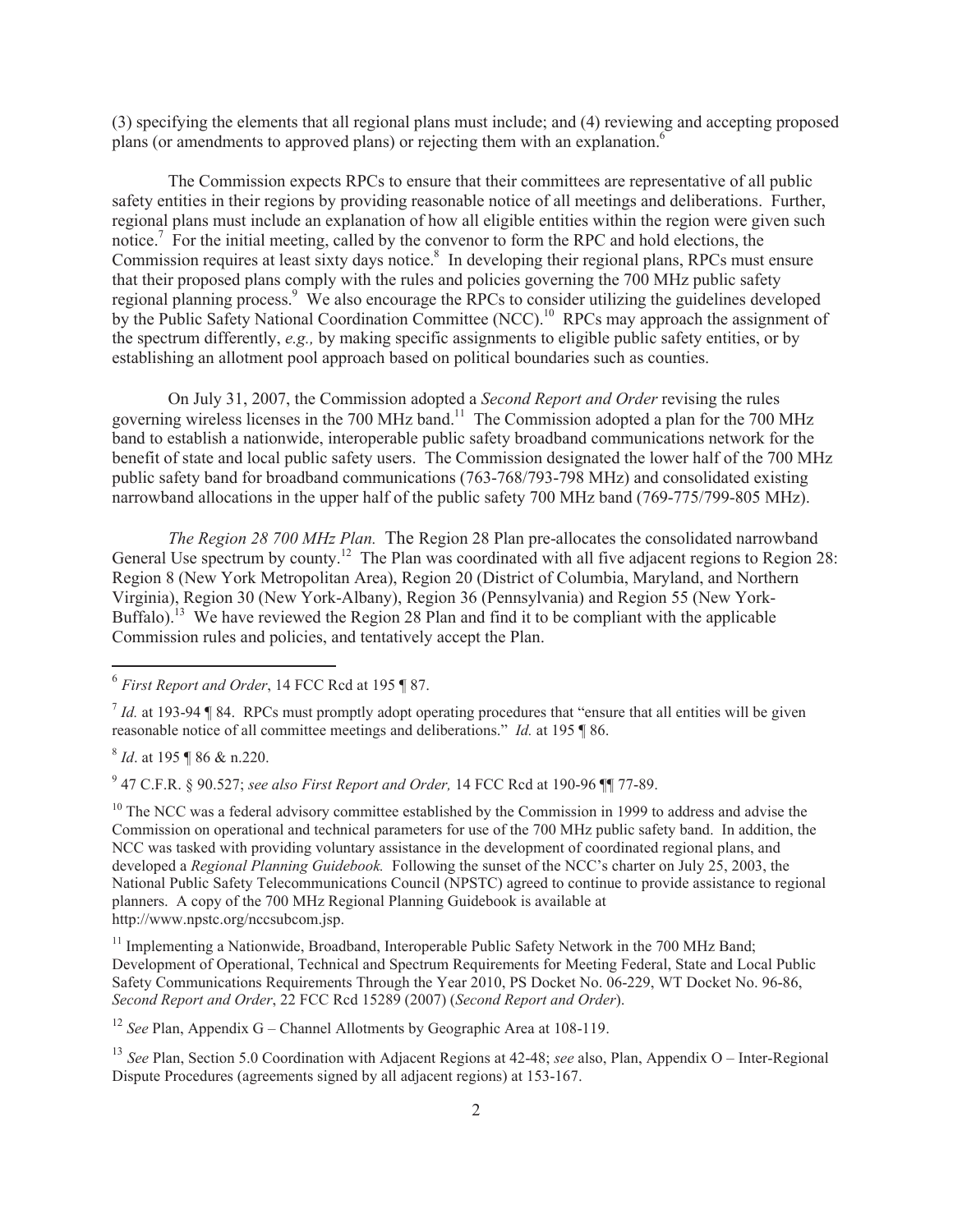(3) specifying the elements that all regional plans must include; and (4) reviewing and accepting proposed plans (or amendments to approved plans) or rejecting them with an explanation.[6]

The Commission expects RPCs to ensure that their committees are representative of all public safety entities in their regions by providing reasonable notice of all meetings and deliberations. Further, regional plans must include an explanation of how all eligible entities within the region were given such notice.[7] For the initial meeting, called by the convenor to form the RPC and hold elections, the Commission requires at least sixty days notice.[8] In developing their regional plans, RPCs must ensure that their proposed plans comply with the rules and policies governing the 700 MHz public safety regional planning process.[9] We also encourage the RPCs to consider utilizing the guidelines developed by the Public Safety National Coordination Committee (NCC).[10] RPCs may approach the assignment of the spectrum differently, *e.g.,* by making specific assignments to eligible public safety entities, or by establishing an allotment pool approach based on political boundaries such as counties.

On July 31, 2007, the Commission adopted a *Second Report and Order* revising the rules governing wireless licenses in the 700 MHz band.[11] The Commission adopted a plan for the 700 MHz band to establish a nationwide, interoperable public safety broadband communications network for the benefit of state and local public safety users. The Commission designated the lower half of the 700 MHz public safety band for broadband communications (763-768/793-798 MHz) and consolidated existing narrowband allocations in the upper half of the public safety 700 MHz band (769-775/799-805 MHz).

*The Region 28 700 MHz Plan.* The Region 28 Plan pre-allocates the consolidated narrowband General Use spectrum by county.[12] The Plan was coordinated with all five adjacent regions to Region 28: Region 8 (New York Metropolitan Area), Region 20 (District of Columbia, Maryland, and Northern Virginia), Region 30 (New York-Albany), Region 36 (Pennsylvania) and Region 55 (New York-Buffalo).[13] We have reviewed the Region 28 Plan and find it to be compliant with the applicable Commission rules and policies, and tentatively accept the Plan.

---

[6] *First Report and Order*, 14 FCC Rcd at 195 ¶ 87.

[7] *Id.* at 193-94 ¶ 84. RPCs must promptly adopt operating procedures that "ensure that all entities will be given reasonable notice of all committee meetings and deliberations." *Id.* at 195 ¶ 86.

[8] *Id*. at 195 ¶ 86 & n.220.

[9] 47 C.F.R. § 90.527; *see also First Report and Order,* 14 FCC Rcd at 190-96 ¶¶ 77-89.

[10] The NCC was a federal advisory committee established by the Commission in 1999 to address and advise the Commission on operational and technical parameters for use of the 700 MHz public safety band. In addition, the NCC was tasked with providing voluntary assistance in the development of coordinated regional plans, and developed a *Regional Planning Guidebook.* Following the sunset of the NCC's charter on July 25, 2003, the National Public Safety Telecommunications Council (NPSTC) agreed to continue to provide assistance to regional planners. A copy of the 700 MHz Regional Planning Guidebook is available at http://www.npstc.org/nccsubcom.jsp.

[11] Implementing a Nationwide, Broadband, Interoperable Public Safety Network in the 700 MHz Band; Development of Operational, Technical and Spectrum Requirements for Meeting Federal, State and Local Public Safety Communications Requirements Through the Year 2010, PS Docket No. 06-229, WT Docket No. 96-86, *Second Report and Order*, 22 FCC Rcd 15289 (2007) (*Second Report and Order*).

[12] *See* Plan, Appendix G – Channel Allotments by Geographic Area at 108-119.

[13] *See* Plan, Section 5.0 Coordination with Adjacent Regions at 42-48; *see* also, Plan, Appendix O – Inter-Regional Dispute Procedures (agreements signed by all adjacent regions) at 153-167.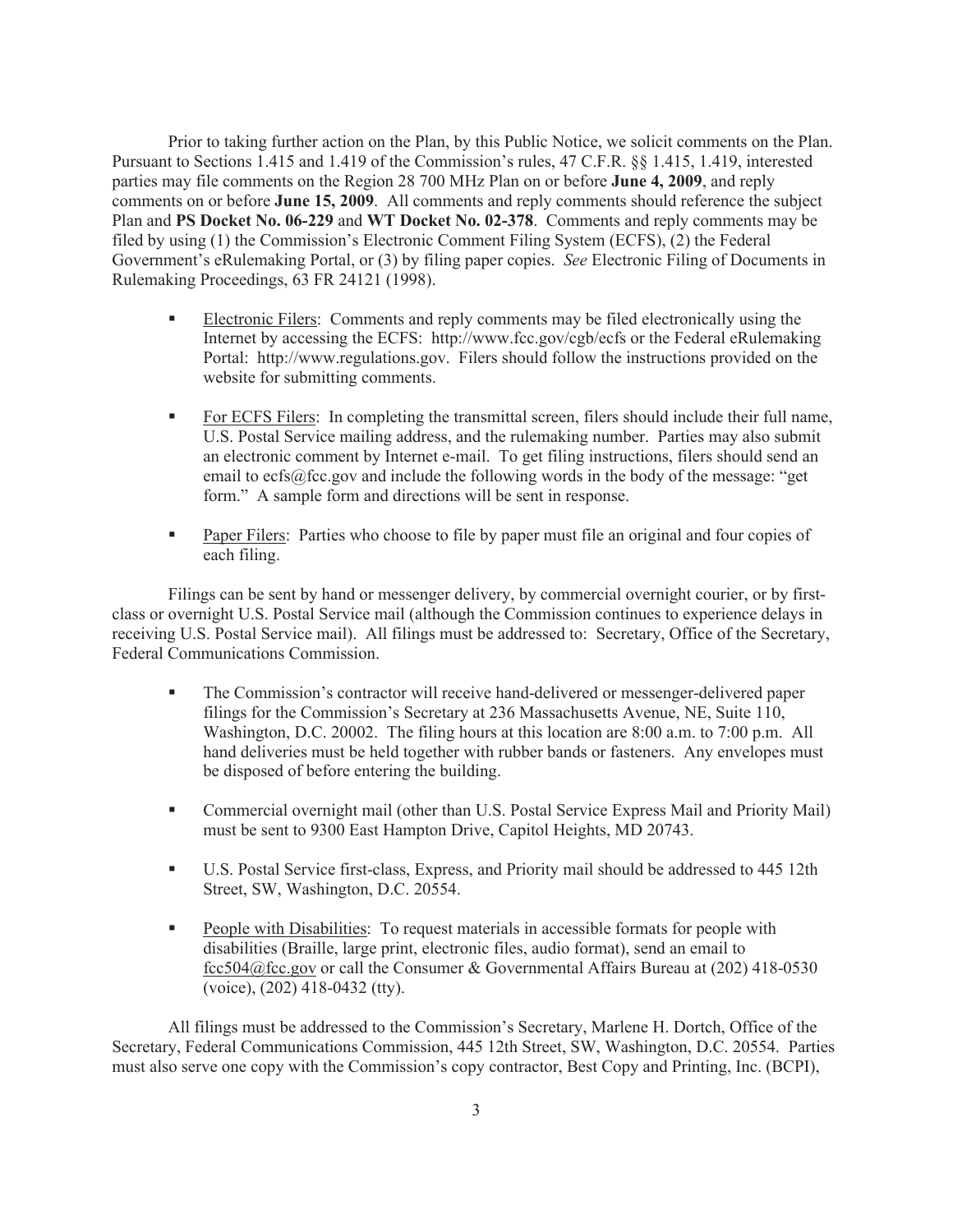Prior to taking further action on the Plan, by this Public Notice, we solicit comments on the Plan. Pursuant to Sections 1.415 and 1.419 of the Commission's rules, 47 C.F.R. §§ 1.415, 1.419, interested parties may file comments on the Region 28 700 MHz Plan on or before **June 4, 2009**, and reply comments on or before **June 15, 2009**. All comments and reply comments should reference the subject Plan and **PS Docket No. 06-229** and **WT Docket No. 02-378**. Comments and reply comments may be filed by using (1) the Commission's Electronic Comment Filing System (ECFS), (2) the Federal Government's eRulemaking Portal, or (3) by filing paper copies. *See* Electronic Filing of Documents in Rulemaking Proceedings, 63 FR 24121 (1998).

- Electronic Filers: Comments and reply comments may be filed electronically using the Internet by accessing the ECFS: http://www.fcc.gov/cgb/ecfs or the Federal eRulemaking Portal: http://www.regulations.gov. Filers should follow the instructions provided on the website for submitting comments.

- For ECFS Filers: In completing the transmittal screen, filers should include their full name, U.S. Postal Service mailing address, and the rulemaking number. Parties may also submit an electronic comment by Internet e-mail. To get filing instructions, filers should send an email to ecfs@fcc.gov and include the following words in the body of the message: "get form." A sample form and directions will be sent in response.

- Paper Filers: Parties who choose to file by paper must file an original and four copies of each filing.

Filings can be sent by hand or messenger delivery, by commercial overnight courier, or by first-class or overnight U.S. Postal Service mail (although the Commission continues to experience delays in receiving U.S. Postal Service mail). All filings must be addressed to: Secretary, Office of the Secretary, Federal Communications Commission.

- The Commission's contractor will receive hand-delivered or messenger-delivered paper filings for the Commission's Secretary at 236 Massachusetts Avenue, NE, Suite 110, Washington, D.C. 20002. The filing hours at this location are 8:00 a.m. to 7:00 p.m. All hand deliveries must be held together with rubber bands or fasteners. Any envelopes must be disposed of before entering the building.

- Commercial overnight mail (other than U.S. Postal Service Express Mail and Priority Mail) must be sent to 9300 East Hampton Drive, Capitol Heights, MD 20743.

- U.S. Postal Service first-class, Express, and Priority mail should be addressed to 445 12th Street, SW, Washington, D.C. 20554.

- People with Disabilities: To request materials in accessible formats for people with disabilities (Braille, large print, electronic files, audio format), send an email to fcc504@fcc.gov or call the Consumer & Governmental Affairs Bureau at (202) 418-0530 (voice), (202) 418-0432 (tty).

All filings must be addressed to the Commission's Secretary, Marlene H. Dortch, Office of the Secretary, Federal Communications Commission, 445 12th Street, SW, Washington, D.C. 20554. Parties must also serve one copy with the Commission's copy contractor, Best Copy and Printing, Inc. (BCPI),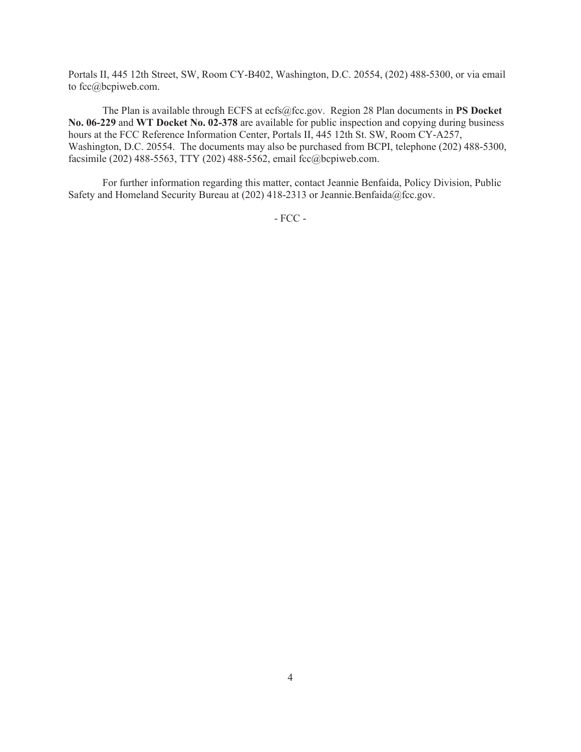Portals II, 445 12th Street, SW, Room CY-B402, Washington, D.C. 20554, (202) 488-5300, or via email to fcc@bcpiweb.com.

The Plan is available through ECFS at ecfs@fcc.gov. Region 28 Plan documents in **PS Docket No. 06-229** and **WT Docket No. 02-378** are available for public inspection and copying during business hours at the FCC Reference Information Center, Portals II, 445 12th St. SW, Room CY-A257, Washington, D.C. 20554. The documents may also be purchased from BCPI, telephone (202) 488-5300, facsimile (202) 488-5563, TTY (202) 488-5562, email fcc@bcpiweb.com.

For further information regarding this matter, contact Jeannie Benfaida, Policy Division, Public Safety and Homeland Security Bureau at (202) 418-2313 or Jeannie.Benfaida@fcc.gov.

- FCC -